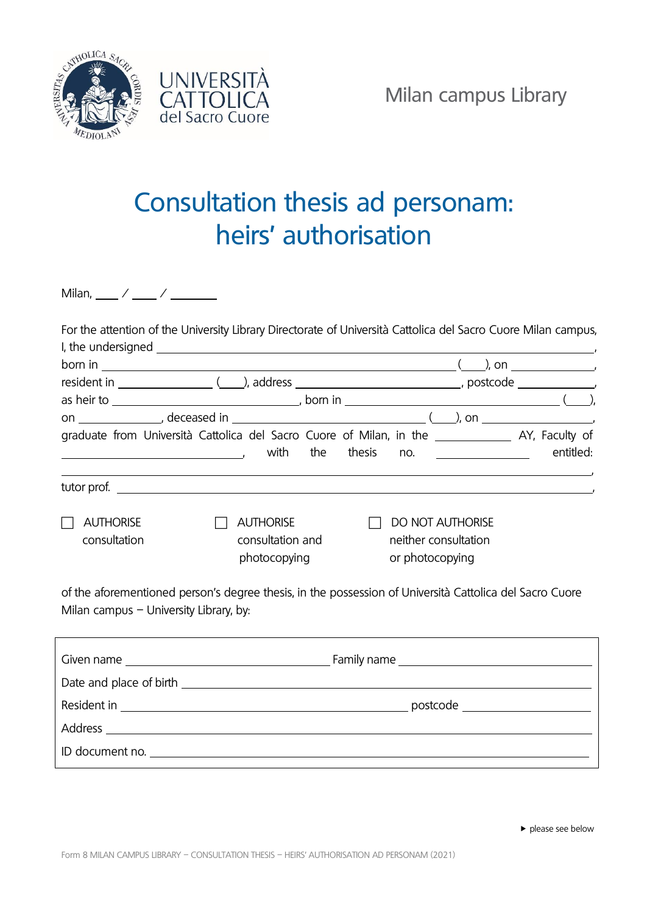UNIVERSITÀ CATTOLICA del Sacro Cuore

Milan campus Library

# Consultation thesis ad personam: heirs' authorisation

Milan, ____ / ____ / ________

For the attention of the University Library Directorate of Università Cattolica del Sacro Cuore Milan campus,
I, the undersigned ________________________________________________________________________,
born in ______________________________________________________ (____), on ______________,
resident in _______________ (____), address ___________________________, postcode ____________,
as heir to _______________________________, born in ___________________________________ (____),
on ______________, deceased in _______________________________ (____), on __________________,
graduate from Università Cattolica del Sacro Cuore of Milan, in the ____________ AY, Faculty of ______________________________, with the thesis no. _______________ entitled:
________________________________________________________________________________________,
tutor prof. ______________________________________________________________________________,

☐ AUTHORISE consultation

☐ AUTHORISE consultation and photocopying

☐ DO NOT AUTHORISE neither consultation or photocopying

of the aforementioned person's degree thesis, in the possession of Università Cattolica del Sacro Cuore Milan campus – University Library, by:

Given name ________________________________ Family name ________________________________

Date and place of birth __________________________________________________________________

Resident in ______________________________________________ postcode _____________________

Address ________________________________________________________________________________

ID document no. _________________________________________________________________________

▸ please see below

Form 8 MILAN CAMPUS LIBRARY – CONSULTATION THESIS – HEIRS' AUTHORISATION AD PERSONAM (2021)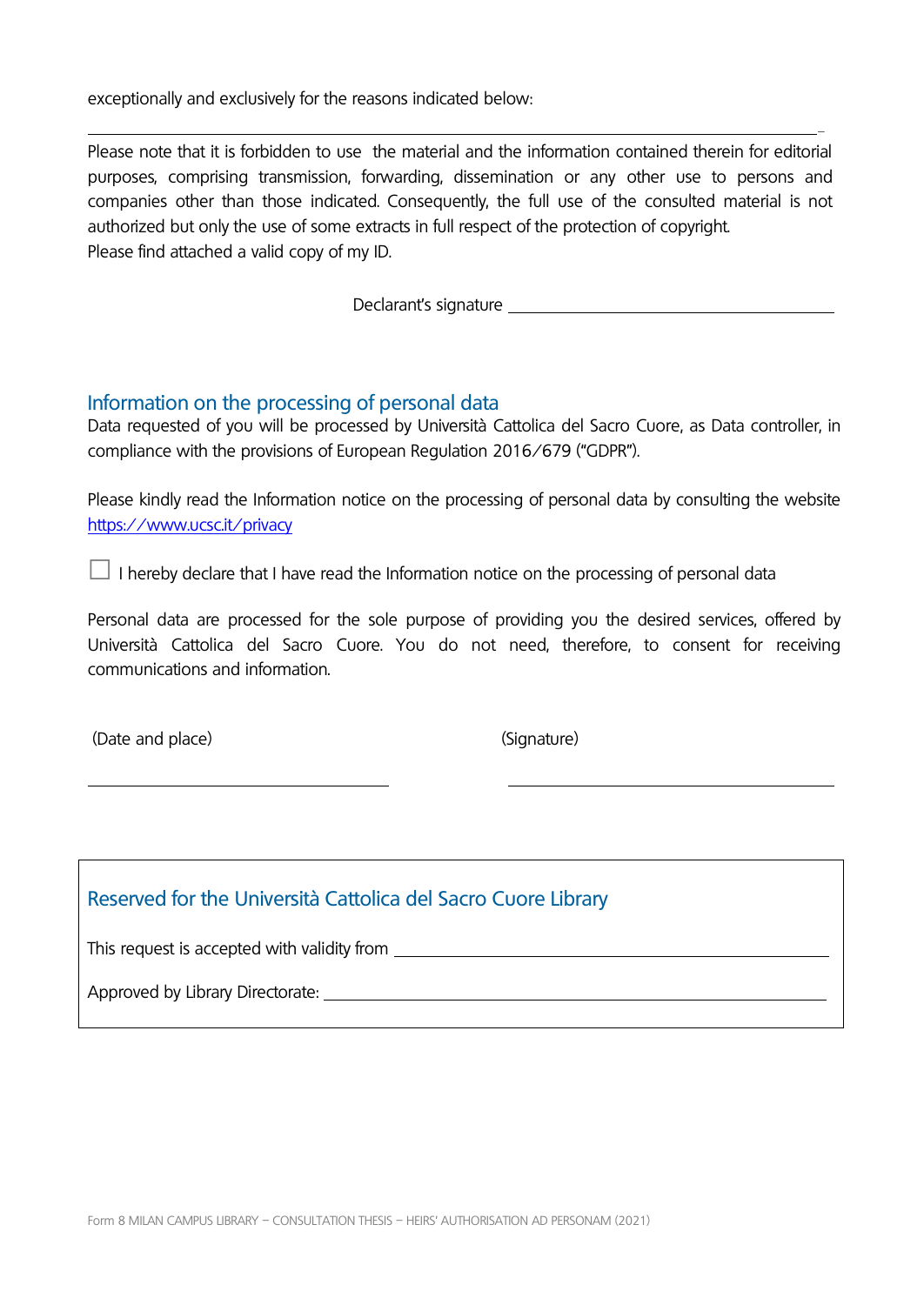exceptionally and exclusively for the reasons indicated below:

\_\_\_\_\_\_\_\_\_\_\_\_\_\_\_\_\_\_\_\_\_\_\_\_\_\_\_\_\_\_\_\_\_\_\_\_\_\_\_\_\_\_\_\_\_\_\_\_\_\_\_\_\_\_\_\_\_\_\_\_\_\_\_\_\_\_\_\_\_\_\_\_

Please note that it is forbidden to use the material and the information contained therein for editorial purposes, comprising transmission, forwarding, dissemination or any other use to persons and companies other than those indicated. Consequently, the full use of the consulted material is not authorized but only the use of some extracts in full respect of the protection of copyright.
Please find attached a valid copy of my ID.

Declarant's signature \_\_\_\_\_\_\_\_\_\_\_\_\_\_\_\_\_\_\_\_\_\_\_\_\_\_\_\_\_\_\_\_

## Information on the processing of personal data

Data requested of you will be processed by Università Cattolica del Sacro Cuore, as Data controller, in compliance with the provisions of European Regulation 2016/679 ("GDPR").

Please kindly read the Information notice on the processing of personal data by consulting the website https://www.ucsc.it/privacy

☐ I hereby declare that I have read the Information notice on the processing of personal data

Personal data are processed for the sole purpose of providing you the desired services, offered by Università Cattolica del Sacro Cuore. You do not need, therefore, to consent for receiving communications and information.

(Date and place) \_\_\_\_\_\_\_\_\_\_\_\_\_\_\_\_\_\_\_\_\_\_\_\_\_\_\_\_\_\_

(Signature) \_\_\_\_\_\_\_\_\_\_\_\_\_\_\_\_\_\_\_\_\_\_\_\_\_\_\_\_\_\_

## Reserved for the Università Cattolica del Sacro Cuore Library

This request is accepted with validity from \_\_\_\_\_\_\_\_\_\_\_\_\_\_\_\_\_\_\_\_\_\_\_\_\_\_\_\_\_\_\_\_\_\_\_\_\_\_\_\_

Approved by Library Directorate: \_\_\_\_\_\_\_\_\_\_\_\_\_\_\_\_\_\_\_\_\_\_\_\_\_\_\_\_\_\_\_\_\_\_\_\_\_\_\_\_\_\_\_\_

Form 8 MILAN CAMPUS LIBRARY – CONSULTATION THESIS – HEIRS' AUTHORISATION AD PERSONAM (2021)